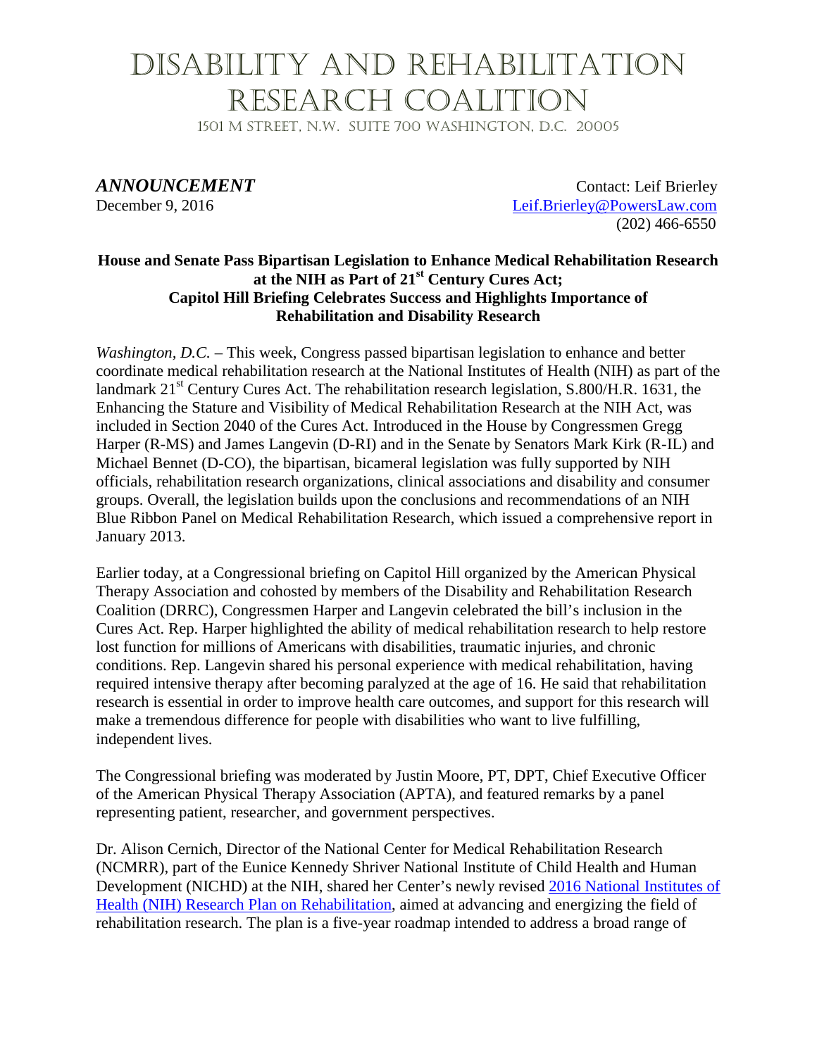# Disability and Rehabilitation Research Coalition

1501 M Street, N.W. Suite 700 Washington, D.C. 20005

***ANNOUNCEMENT***

December 9, 2016

Contact: Leif Brierley
[Leif.Brierley@PowersLaw.com](mailto:Leif.Brierley@PowersLaw.com)
(202) 466-6550

**House and Senate Pass Bipartisan Legislation to Enhance Medical Rehabilitation Research at the NIH as Part of 21st Century Cures Act; Capitol Hill Briefing Celebrates Success and Highlights Importance of Rehabilitation and Disability Research**

*Washington, D.C.* – This week, Congress passed bipartisan legislation to enhance and better coordinate medical rehabilitation research at the National Institutes of Health (NIH) as part of the landmark 21st Century Cures Act. The rehabilitation research legislation, S.800/H.R. 1631, the Enhancing the Stature and Visibility of Medical Rehabilitation Research at the NIH Act, was included in Section 2040 of the Cures Act. Introduced in the House by Congressmen Gregg Harper (R-MS) and James Langevin (D-RI) and in the Senate by Senators Mark Kirk (R-IL) and Michael Bennet (D-CO), the bipartisan, bicameral legislation was fully supported by NIH officials, rehabilitation research organizations, clinical associations and disability and consumer groups. Overall, the legislation builds upon the conclusions and recommendations of an NIH Blue Ribbon Panel on Medical Rehabilitation Research, which issued a comprehensive report in January 2013.

Earlier today, at a Congressional briefing on Capitol Hill organized by the American Physical Therapy Association and cohosted by members of the Disability and Rehabilitation Research Coalition (DRRC), Congressmen Harper and Langevin celebrated the bill's inclusion in the Cures Act. Rep. Harper highlighted the ability of medical rehabilitation research to help restore lost function for millions of Americans with disabilities, traumatic injuries, and chronic conditions. Rep. Langevin shared his personal experience with medical rehabilitation, having required intensive therapy after becoming paralyzed at the age of 16. He said that rehabilitation research is essential in order to improve health care outcomes, and support for this research will make a tremendous difference for people with disabilities who want to live fulfilling, independent lives.

The Congressional briefing was moderated by Justin Moore, PT, DPT, Chief Executive Officer of the American Physical Therapy Association (APTA), and featured remarks by a panel representing patient, researcher, and government perspectives.

Dr. Alison Cernich, Director of the National Center for Medical Rehabilitation Research (NCMRR), part of the Eunice Kennedy Shriver National Institute of Child Health and Human Development (NICHD) at the NIH, shared her Center's newly revised [2016 National Institutes of Health (NIH) Research Plan on Rehabilitation](), aimed at advancing and energizing the field of rehabilitation research. The plan is a five-year roadmap intended to address a broad range of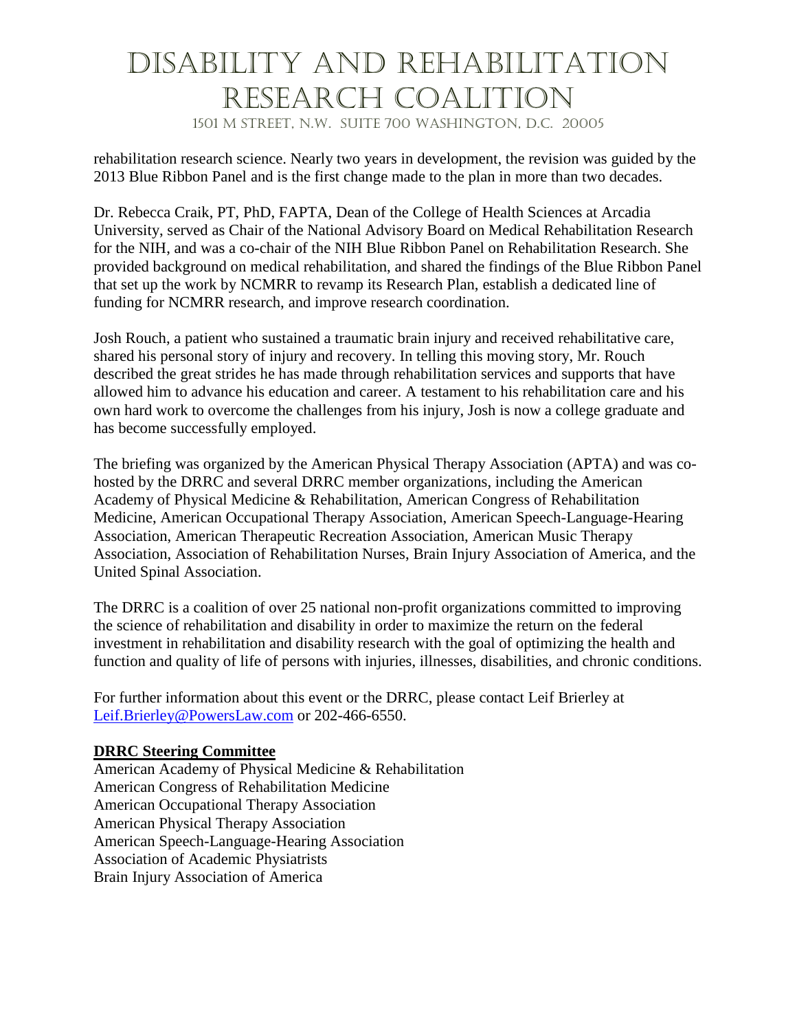rehabilitation research science. Nearly two years in development, the revision was guided by the 2013 Blue Ribbon Panel and is the first change made to the plan in more than two decades.

Dr. Rebecca Craik, PT, PhD, FAPTA, Dean of the College of Health Sciences at Arcadia University, served as Chair of the National Advisory Board on Medical Rehabilitation Research for the NIH, and was a co-chair of the NIH Blue Ribbon Panel on Rehabilitation Research. She provided background on medical rehabilitation, and shared the findings of the Blue Ribbon Panel that set up the work by NCMRR to revamp its Research Plan, establish a dedicated line of funding for NCMRR research, and improve research coordination.

Josh Rouch, a patient who sustained a traumatic brain injury and received rehabilitative care, shared his personal story of injury and recovery. In telling this moving story, Mr. Rouch described the great strides he has made through rehabilitation services and supports that have allowed him to advance his education and career. A testament to his rehabilitation care and his own hard work to overcome the challenges from his injury, Josh is now a college graduate and has become successfully employed.

The briefing was organized by the American Physical Therapy Association (APTA) and was co-hosted by the DRRC and several DRRC member organizations, including the American Academy of Physical Medicine & Rehabilitation, American Congress of Rehabilitation Medicine, American Occupational Therapy Association, American Speech-Language-Hearing Association, American Therapeutic Recreation Association, American Music Therapy Association, Association of Rehabilitation Nurses, Brain Injury Association of America, and the United Spinal Association.

The DRRC is a coalition of over 25 national non-profit organizations committed to improving the science of rehabilitation and disability in order to maximize the return on the federal investment in rehabilitation and disability research with the goal of optimizing the health and function and quality of life of persons with injuries, illnesses, disabilities, and chronic conditions.

For further information about this event or the DRRC, please contact Leif Brierley at Leif.Brierley@PowersLaw.com or 202-466-6550.

**DRRC Steering Committee**

American Academy of Physical Medicine & Rehabilitation
American Congress of Rehabilitation Medicine
American Occupational Therapy Association
American Physical Therapy Association
American Speech-Language-Hearing Association
Association of Academic Physiatrists
Brain Injury Association of America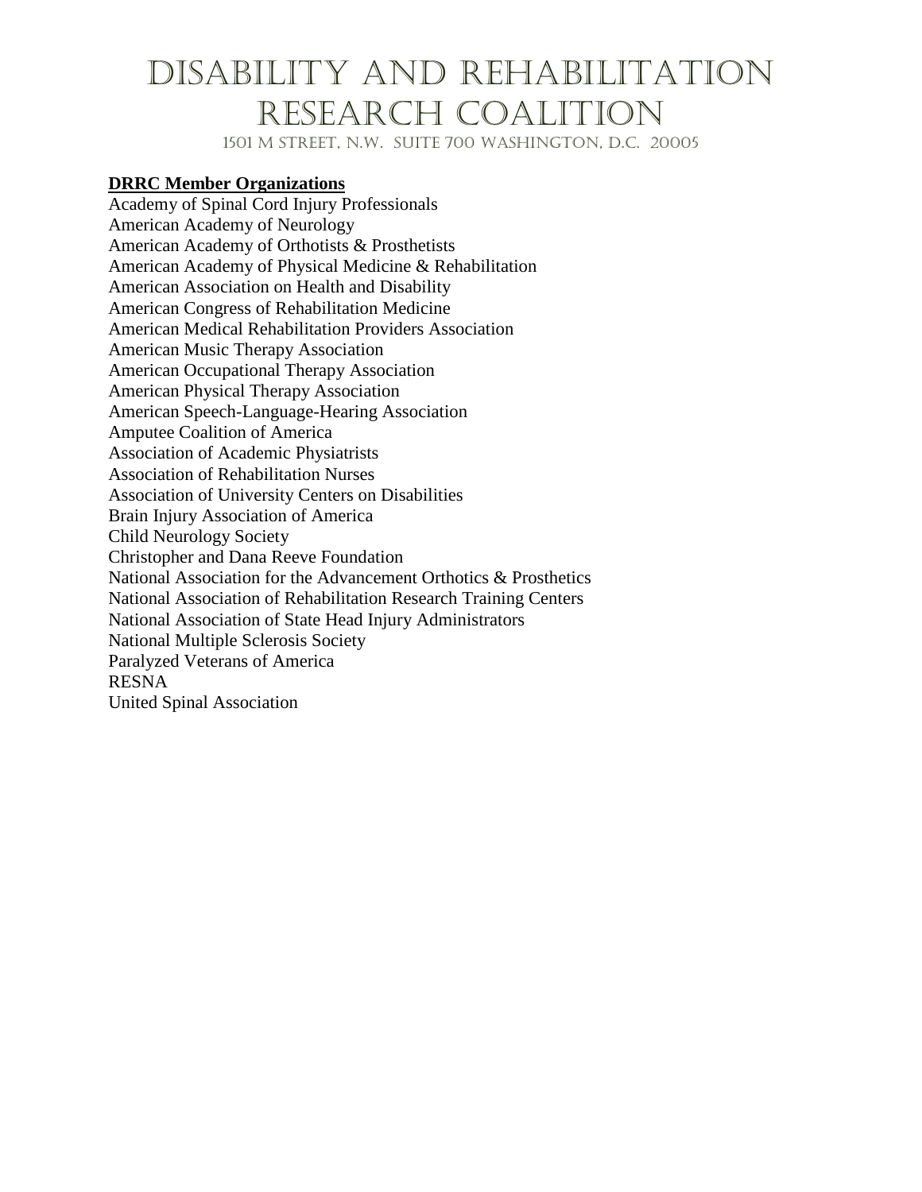# Disability and Rehabilitation Research Coalition

1501 M Street, N.W. Suite 700 Washington, D.C. 20005

**DRRC Member Organizations**

Academy of Spinal Cord Injury Professionals
American Academy of Neurology
American Academy of Orthotists & Prosthetists
American Academy of Physical Medicine & Rehabilitation
American Association on Health and Disability
American Congress of Rehabilitation Medicine
American Medical Rehabilitation Providers Association
American Music Therapy Association
American Occupational Therapy Association
American Physical Therapy Association
American Speech-Language-Hearing Association
Amputee Coalition of America
Association of Academic Physiatrists
Association of Rehabilitation Nurses
Association of University Centers on Disabilities
Brain Injury Association of America
Child Neurology Society
Christopher and Dana Reeve Foundation
National Association for the Advancement Orthotics & Prosthetics
National Association of Rehabilitation Research Training Centers
National Association of State Head Injury Administrators
National Multiple Sclerosis Society
Paralyzed Veterans of America
RESNA
United Spinal Association